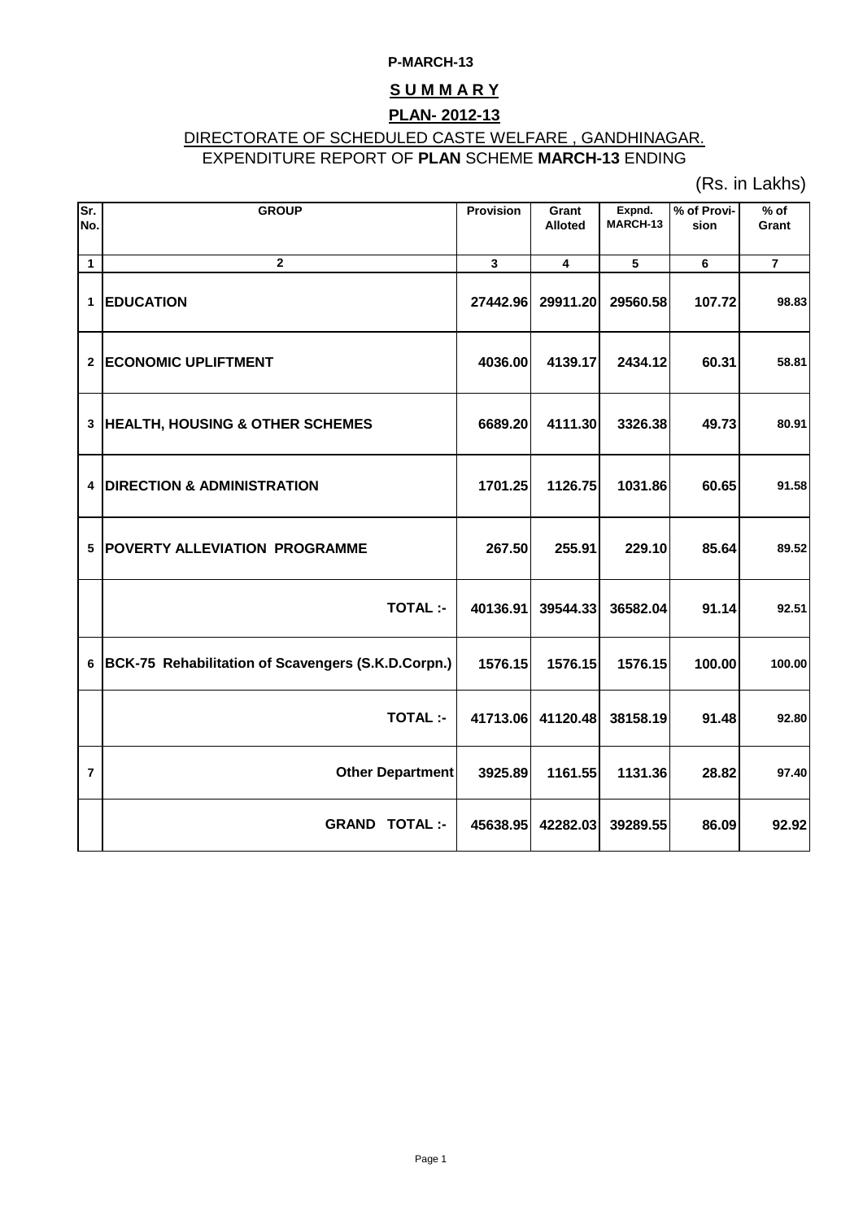P-MARCH-13

# S U M M A R Y

## PLAN- 2012-13

DIRECTORATE OF SCHEDULED CASTE WELFARE , GANDHINAGAR.

EXPENDITURE REPORT OF **PLAN** SCHEME **MARCH-13** ENDING

(Rs. in Lakhs)

| Sr. No. | GROUP | Provision | Grant Alloted | Expnd. MARCH-13 | % of Provision | % of Grant |
|---|---|---|---|---|---|---|
| 1 | 2 | 3 | 4 | 5 | 6 | 7 |
| 1 | **EDUCATION** | 27442.96 | 29911.20 | 29560.58 | 107.72 | 98.83 |
| 2 | **ECONOMIC UPLIFTMENT** | 4036.00 | 4139.17 | 2434.12 | 60.31 | 58.81 |
| 3 | **HEALTH, HOUSING & OTHER SCHEMES** | 6689.20 | 4111.30 | 3326.38 | 49.73 | 80.91 |
| 4 | **DIRECTION & ADMINISTRATION** | 1701.25 | 1126.75 | 1031.86 | 60.65 | 91.58 |
| 5 | **POVERTY ALLEVIATION PROGRAMME** | 267.50 | 255.91 | 229.10 | 85.64 | 89.52 |
| | **TOTAL :-** | 40136.91 | 39544.33 | 36582.04 | 91.14 | 92.51 |
| 6 | **BCK-75 Rehabilitation of Scavengers (S.K.D.Corpn.)** | 1576.15 | 1576.15 | 1576.15 | 100.00 | 100.00 |
| | **TOTAL :-** | 41713.06 | 41120.48 | 38158.19 | 91.48 | 92.80 |
| 7 | **Other Department** | 3925.89 | 1161.55 | 1131.36 | 28.82 | 97.40 |
| | **GRAND TOTAL :-** | 45638.95 | 42282.03 | 39289.55 | 86.09 | 92.92 |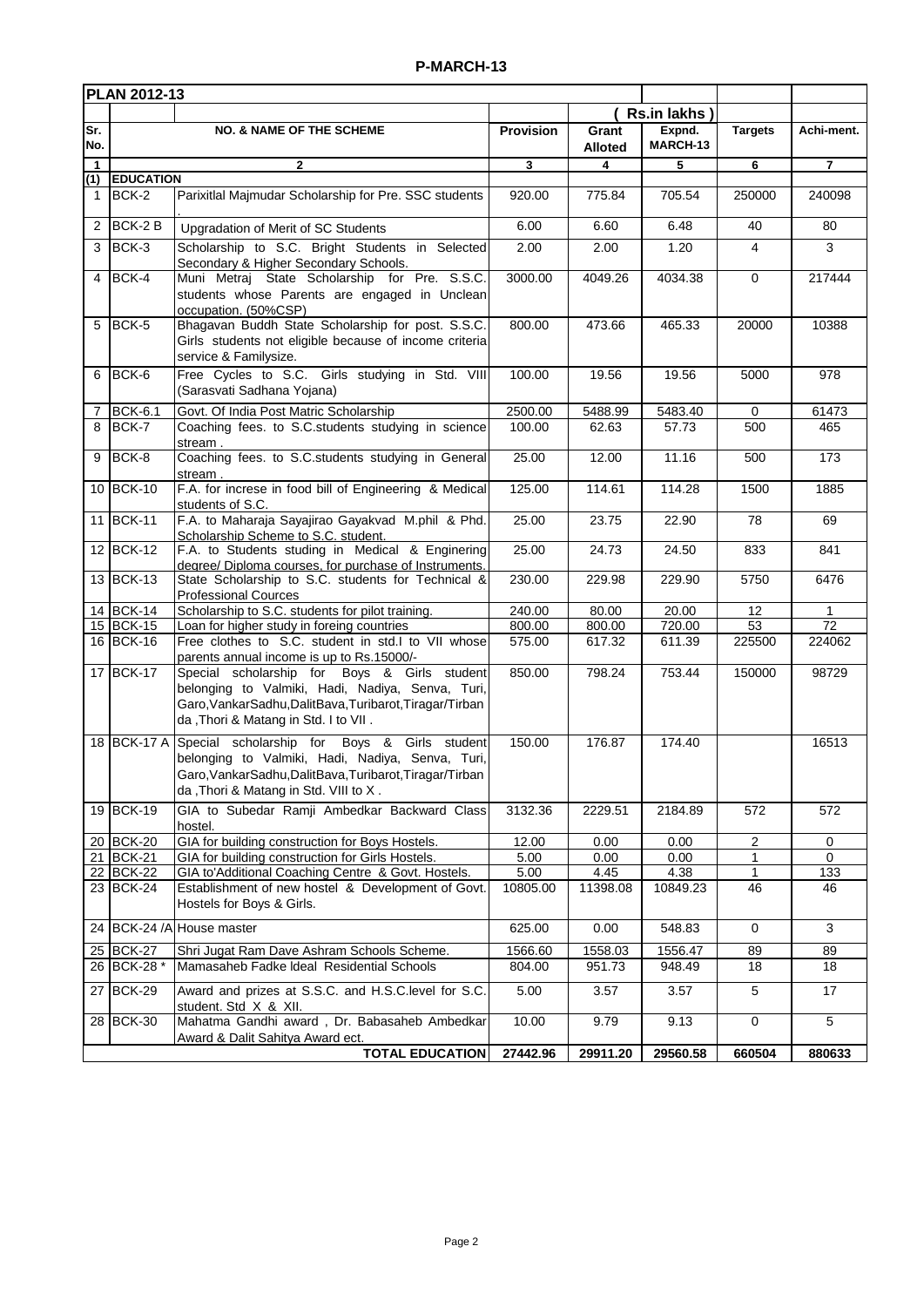# P-MARCH-13

| Sr. No. | | NO. & NAME OF THE SCHEME | Provision | Grant Alloted | Expnd. MARCH-13 | Targets | Achi-ment. |
|---|---|---|---|---|---|---|---|
| **PLAN 2012-13** | | | | | | | |
| | | | | ( Rs.in lakhs ) | | | |
| 1 | | 2 | 3 | 4 | 5 | 6 | 7 |
| (1) | **EDUCATION** | | | | | | |
| 1 | BCK-2 | Parixitlal Majmudar Scholarship for Pre. SSC students . | 920.00 | 775.84 | 705.54 | 250000 | 240098 |
| 2 | BCK-2 B | Upgradation of Merit of SC Students | 6.00 | 6.60 | 6.48 | 40 | 80 |
| 3 | BCK-3 | Scholarship to S.C. Bright Students in Selected Secondary & Higher Secondary Schools. | 2.00 | 2.00 | 1.20 | 4 | 3 |
| 4 | BCK-4 | Muni Metraj State Scholarship for Pre. S.S.C. students whose Parents are engaged in Unclean occupation. (50%CSP) | 3000.00 | 4049.26 | 4034.38 | 0 | 217444 |
| 5 | BCK-5 | Bhagavan Buddh State Scholarship for post. S.S.C. Girls students not eligible because of income criteria service & Familysize. | 800.00 | 473.66 | 465.33 | 20000 | 10388 |
| 6 | BCK-6 | Free Cycles to S.C. Girls studying in Std. VIII (Sarasvati Sadhana Yojana) | 100.00 | 19.56 | 19.56 | 5000 | 978 |
| 7 | BCK-6.1 | Govt. Of India Post Matric Scholarship | 2500.00 | 5488.99 | 5483.40 | 0 | 61473 |
| 8 | BCK-7 | Coaching fees. to S.C.students studying in science stream . | 100.00 | 62.63 | 57.73 | 500 | 465 |
| 9 | BCK-8 | Coaching fees. to S.C.students studying in General stream . | 25.00 | 12.00 | 11.16 | 500 | 173 |
| 10 | BCK-10 | F.A. for increse in food bill of Engineering & Medical students of S.C. | 125.00 | 114.61 | 114.28 | 1500 | 1885 |
| 11 | BCK-11 | F.A. to Maharaja Sayajirao Gayakvad M.phil & Phd. Scholarship Scheme to S.C. student. | 25.00 | 23.75 | 22.90 | 78 | 69 |
| 12 | BCK-12 | F.A. to Students studing in Medical & Enginering degree/ Diploma courses, for purchase of Instruments. | 25.00 | 24.73 | 24.50 | 833 | 841 |
| 13 | BCK-13 | State Scholarship to S.C. students for Technical & Professional Cources | 230.00 | 229.98 | 229.90 | 5750 | 6476 |
| 14 | BCK-14 | Scholarship to S.C. students for pilot training. | 240.00 | 80.00 | 20.00 | 12 | 1 |
| 15 | BCK-15 | Loan for higher study in foreing countries | 800.00 | 800.00 | 720.00 | 53 | 72 |
| 16 | BCK-16 | Free clothes to S.C. student in std.I to VII whose parents annual income is up to Rs.15000/- | 575.00 | 617.32 | 611.39 | 225500 | 224062 |
| 17 | BCK-17 | Special scholarship for Boys & Girls student belonging to Valmiki, Hadi, Nadiya, Senva, Turi, Garo,VankarSadhu,DalitBava,Turibarot,Tiragar/Tirbanda ,Thori & Matang in Std. I to VII . | 850.00 | 798.24 | 753.44 | 150000 | 98729 |
| 18 | BCK-17 A | Special scholarship for Boys & Girls student belonging to Valmiki, Hadi, Nadiya, Senva, Turi, Garo,VankarSadhu,DalitBava,Turibarot,Tiragar/Tirbanda ,Thori & Matang in Std. VIII to X . | 150.00 | 176.87 | 174.40 | | 16513 |
| 19 | BCK-19 | GIA to Subedar Ramji Ambedkar Backward Class hostel. | 3132.36 | 2229.51 | 2184.89 | 572 | 572 |
| 20 | BCK-20 | GIA for building construction for Boys Hostels. | 12.00 | 0.00 | 0.00 | 2 | 0 |
| 21 | BCK-21 | GIA for building construction for Girls Hostels. | 5.00 | 0.00 | 0.00 | 1 | 0 |
| 22 | BCK-22 | GIA to'Additional Coaching Centre & Govt. Hostels. | 5.00 | 4.45 | 4.38 | 1 | 133 |
| 23 | BCK-24 | Establishment of new hostel & Development of Govt. Hostels for Boys & Girls. | 10805.00 | 11398.08 | 10849.23 | 46 | 46 |
| 24 | BCK-24 /A | House master | 625.00 | 0.00 | 548.83 | 0 | 3 |
| 25 | BCK-27 | Shri Jugat Ram Dave Ashram Schools Scheme. | 1566.60 | 1558.03 | 1556.47 | 89 | 89 |
| 26 | BCK-28 * | Mamasaheb Fadke Ideal Residential Schools | 804.00 | 951.73 | 948.49 | 18 | 18 |
| 27 | BCK-29 | Award and prizes at S.S.C. and H.S.C.level for S.C. student. Std X & XII. | 5.00 | 3.57 | 3.57 | 5 | 17 |
| 28 | BCK-30 | Mahatma Gandhi award , Dr. Babasaheb Ambedkar Award & Dalit Sahitya Award ect. | 10.00 | 9.79 | 9.13 | 0 | 5 |
| | | **TOTAL EDUCATION** | **27442.96** | **29911.20** | **29560.58** | **660504** | **880633** |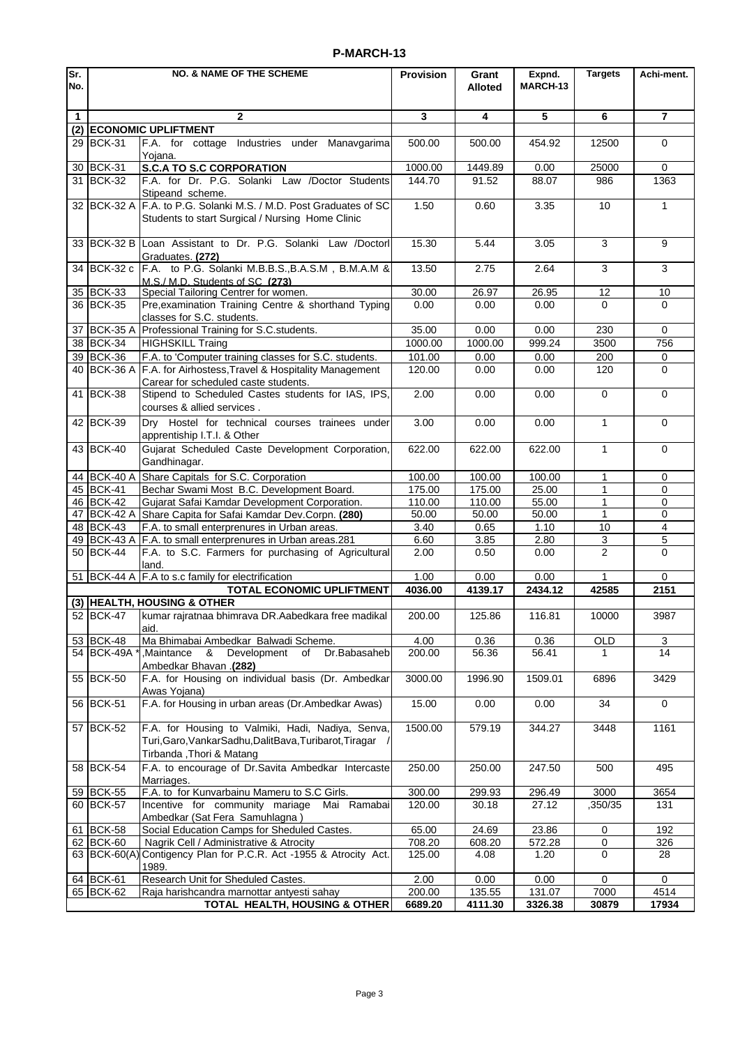# P-MARCH-13

| Sr. No. | NO. & NAME OF THE SCHEME | | Provision | Grant Alloted | Expnd. MARCH-13 | Targets | Achi-ment. |
|---|---|---|---|---|---|---|---|
| 1 | 2 | | 3 | 4 | 5 | 6 | 7 |
| (2) | **ECONOMIC UPLIFTMENT** | | | | | | |
| 29 | BCK-31 | F.A. for cottage Industries under Manavgarima Yojana. | 500.00 | 500.00 | 454.92 | 12500 | 0 |
| 30 | BCK-31 | **S.C.A TO S.C CORPORATION** | 1000.00 | 1449.89 | 0.00 | 25000 | 0 |
| 31 | BCK-32 | F.A. for Dr. P.G. Solanki Law /Doctor Students Stipeand scheme. | 144.70 | 91.52 | 88.07 | 986 | 1363 |
| 32 | BCK-32 A | F.A. to P.G. Solanki M.S. / M.D. Post Graduates of SC Students to start Surgical / Nursing Home Clinic | 1.50 | 0.60 | 3.35 | 10 | 1 |
| 33 | BCK-32 B | Loan Assistant to Dr. P.G. Solanki Law /Doctorl Graduates. **(272)** | 15.30 | 5.44 | 3.05 | 3 | 9 |
| 34 | BCK-32 c | F.A. to P.G. Solanki M.B.B.S.,B.A.S.M , B.M.A.M & M.S./ M.D. Students of SC **(273)** | 13.50 | 2.75 | 2.64 | 3 | 3 |
| 35 | BCK-33 | Special Tailoring Centrer for women. | 30.00 | 26.97 | 26.95 | 12 | 10 |
| 36 | BCK-35 | Pre,examination Training Centre & shorthand Typing classes for S.C. students. | 0.00 | 0.00 | 0.00 | 0 | 0 |
| 37 | BCK-35 A | Professional Training for S.C.students. | 35.00 | 0.00 | 0.00 | 230 | 0 |
| 38 | BCK-34 | HIGHSKILL Traing | 1000.00 | 1000.00 | 999.24 | 3500 | 756 |
| 39 | BCK-36 | F.A. to 'Computer training classes for S.C. students. | 101.00 | 0.00 | 0.00 | 200 | 0 |
| 40 | BCK-36 A | F.A. for Airhostess,Travel & Hospitality Management Carear for scheduled caste students. | 120.00 | 0.00 | 0.00 | 120 | 0 |
| 41 | BCK-38 | Stipend to Scheduled Castes students for IAS, IPS, courses & allied services . | 2.00 | 0.00 | 0.00 | 0 | 0 |
| 42 | BCK-39 | Dry Hostel for technical courses trainees under apprentiship I.T.I. & Other | 3.00 | 0.00 | 0.00 | 1 | 0 |
| 43 | BCK-40 | Gujarat Scheduled Caste Development Corporation, Gandhinagar. | 622.00 | 622.00 | 622.00 | 1 | 0 |
| 44 | BCK-40 A | Share Capitals for S.C. Corporation | 100.00 | 100.00 | 100.00 | 1 | 0 |
| 45 | BCK-41 | Bechar Swami Most B.C. Development Board. | 175.00 | 175.00 | 25.00 | 1 | 0 |
| 46 | BCK-42 | Gujarat Safai Kamdar Development Corporation. | 110.00 | 110.00 | 55.00 | 1 | 0 |
| 47 | BCK-42 A | Share Capita for Safai Kamdar Dev.Corpn. **(280)** | 50.00 | 50.00 | 50.00 | 1 | 0 |
| 48 | BCK-43 | F.A. to small enterprenures in Urban areas. | 3.40 | 0.65 | 1.10 | 10 | 4 |
| 49 | BCK-43 A | F.A. to small enterprenures in Urban areas.281 | 6.60 | 3.85 | 2.80 | 3 | 5 |
| 50 | BCK-44 | F.A. to S.C. Farmers for purchasing of Agricultural land. | 2.00 | 0.50 | 0.00 | 2 | 0 |
| 51 | BCK-44 A | F.A to s.c family for electrification | 1.00 | 0.00 | 0.00 | 1 | 0 |
| | | **TOTAL ECONOMIC UPLIFTMENT** | **4036.00** | **4139.17** | **2434.12** | **42585** | **2151** |
| (3) | **HEALTH, HOUSING & OTHER** | | | | | | |
| 52 | BCK-47 | kumar rajratnaa bhimrava DR.Aabedkara free madikal aid. | 200.00 | 125.86 | 116.81 | 10000 | 3987 |
| 53 | BCK-48 | Ma Bhimabai Ambedkar Balwadi Scheme. | 4.00 | 0.36 | 0.36 | OLD | 3 |
| 54 | BCK-49A * | ,Maintance & Development of Dr.Babasaheb Ambedkar Bhavan .**(282)** | 200.00 | 56.36 | 56.41 | 1 | 14 |
| 55 | BCK-50 | F.A. for Housing on individual basis (Dr. Ambedkar Awas Yojana) | 3000.00 | 1996.90 | 1509.01 | 6896 | 3429 |
| 56 | BCK-51 | F.A. for Housing in urban areas (Dr.Ambedkar Awas) | 15.00 | 0.00 | 0.00 | 34 | 0 |
| 57 | BCK-52 | F.A. for Housing to Valmiki, Hadi, Nadiya, Senva, Turi,Garo,VankarSadhu,DalitBava,Turibarot,Tiragar / Tirbanda ,Thori & Matang | 1500.00 | 579.19 | 344.27 | 3448 | 1161 |
| 58 | BCK-54 | F.A. to encourage of Dr.Savita Ambedkar Intercaste Marriages. | 250.00 | 250.00 | 247.50 | 500 | 495 |
| 59 | BCK-55 | F.A. to for Kunvarbainu Mameru to S.C Girls. | 300.00 | 299.93 | 296.49 | 3000 | 3654 |
| 60 | BCK-57 | Incentive for community mariage Mai Ramabai Ambedkar (Sat Fera Samuhlagna ) | 120.00 | 30.18 | 27.12 | ,350/35 | 131 |
| 61 | BCK-58 | Social Education Camps for Sheduled Castes. | 65.00 | 24.69 | 23.86 | 0 | 192 |
| 62 | BCK-60 | Nagrik Cell / Administrative & Atrocity | 708.20 | 608.20 | 572.28 | 0 | 326 |
| 63 | BCK-60(A) | Contigency Plan for P.C.R. Act -1955 & Atrocity Act. 1989. | 125.00 | 4.08 | 1.20 | 0 | 28 |
| 64 | BCK-61 | Research Unit for Sheduled Castes. | 2.00 | 0.00 | 0.00 | 0 | 0 |
| 65 | BCK-62 | Raja harishcandra marnottar antyesti sahay | 200.00 | 135.55 | 131.07 | 7000 | 4514 |
| | | **TOTAL HEALTH, HOUSING & OTHER** | **6689.20** | **4111.30** | **3326.38** | **30879** | **17934** |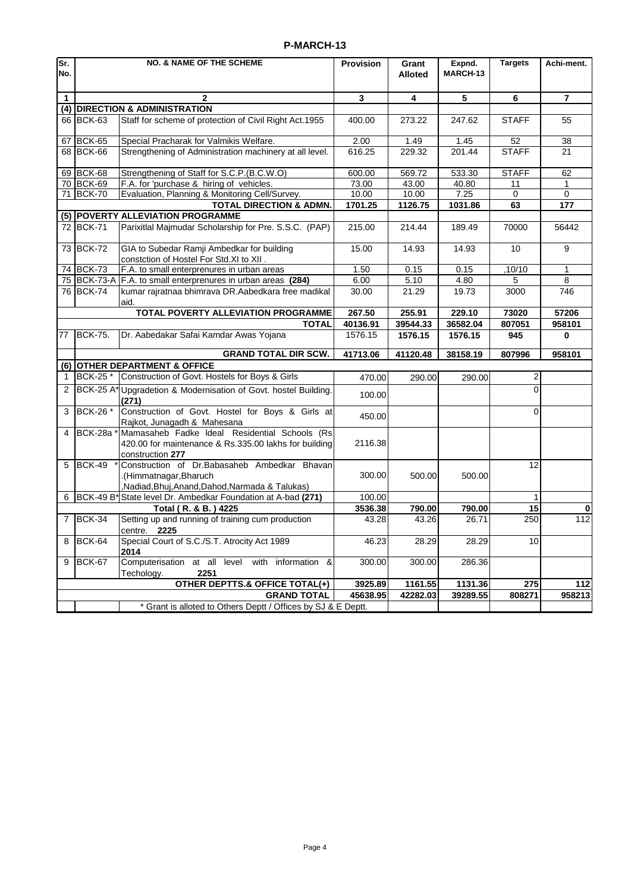# P-MARCH-13

| Sr. No. | NO. & NAME OF THE SCHEME | | Provision | Grant Alloted | Expnd. MARCH-13 | Targets | Achi-ment. |
|---|---|---|---|---|---|---|---|
| 1 | 2 | | 3 | 4 | 5 | 6 | 7 |
| (4) | **DIRECTION & ADMINISTRATION** | | | | | | |
| 66 | BCK-63 | Staff for scheme of protection of Civil Right Act.1955 | 400.00 | 273.22 | 247.62 | STAFF | 55 |
| 67 | BCK-65 | Special Pracharak for Valmikis Welfare. | 2.00 | 1.49 | 1.45 | 52 | 38 |
| 68 | BCK-66 | Strengthening of Administration machinery at all level. | 616.25 | 229.32 | 201.44 | STAFF | 21 |
| 69 | BCK-68 | Strengthening of Staff for S.C.P.(B.C.W.O) | 600.00 | 569.72 | 533.30 | STAFF | 62 |
| 70 | BCK-69 | F.A. for 'purchase & hiring of vehicles. | 73.00 | 43.00 | 40.80 | 11 | 1 |
| 71 | BCK-70 | Evaluation, Planning & Monitoring Cell/Survey. | 10.00 | 10.00 | 7.25 | 0 | 0 |
| | | **TOTAL DIRECTION & ADMN.** | **1701.25** | **1126.75** | **1031.86** | **63** | **177** |
| (5) | **POVERTY ALLEVIATION PROGRAMME** | | | | | | |
| 72 | BCK-71 | Parixitlal Majmudar Scholarship for Pre. S.S.C. (PAP) | 215.00 | 214.44 | 189.49 | 70000 | 56442 |
| 73 | BCK-72 | GIA to Subedar Ramji Ambedkar for building constction of Hostel For Std.XI to XII . | 15.00 | 14.93 | 14.93 | 10 | 9 |
| 74 | BCK-73 | F.A. to small enterprenures in urban areas | 1.50 | 0.15 | 0.15 | ,10/10 | 1 |
| 75 | BCK-73-A | F.A. to small enterprenures in urban areas **(284)** | 6.00 | 5.10 | 4.80 | 5 | 8 |
| 76 | BCK-74 | kumar rajratnaa bhimrava DR.Aabedkara free madikal aid. | 30.00 | 21.29 | 19.73 | 3000 | 746 |
| | | **TOTAL POVERTY ALLEVIATION PROGRAMME** | **267.50** | **255.91** | **229.10** | **73020** | **57206** |
| | | **TOTAL** | **40136.91** | **39544.33** | **36582.04** | **807051** | **958101** |
| 77 | BCK-75. | Dr. Aabedakar Safai Kamdar Awas Yojana | 1576.15 | **1576.15** | **1576.15** | **945** | **0** |
| | | **GRAND TOTAL DIR SCW.** | **41713.06** | **41120.48** | **38158.19** | **807996** | **958101** |
| (6) | **OTHER DEPARTMENT & OFFICE** | | | | | | |
| 1 | BCK-25 * | Construction of Govt. Hostels for Boys & Girls | 470.00 | 290.00 | 290.00 | 2 | |
| 2 | BCK-25 A* | Upgradetion & Modernisation of Govt. hostel Building. **(271)** | 100.00 | | | 0 | |
| 3 | BCK-26 * | Construction of Govt. Hostel for Boys & Girls at Rajkot, Junagadh & Mahesana | 450.00 | | | 0 | |
| 4 | BCK-28a * | Mamasaheb Fadke Ideal Residential Schools (Rs 420.00 for maintenance & Rs.335.00 lakhs for building construction **277** | 2116.38 | | | | |
| 5 | BCK-49 * | Construction of Dr.Babasaheb Ambedkar Bhavan .(Himmatnagar,Bharuch ,Nadiad,Bhuj,Anand,Dahod,Narmada & Talukas) | 300.00 | 500.00 | 500.00 | 12 | |
| 6 | BCK-49 B* | State level Dr. Ambedkar Foundation at A-bad **(271)** | 100.00 | | | 1 | |
| | | **Total ( R. & B. ) 4225** | **3536.38** | **790.00** | **790.00** | **15** | **0** |
| 7 | BCK-34 | Setting up and running of training cum production centre. **2225** | 43.28 | 43.26 | 26.71 | 250 | 112 |
| 8 | BCK-64 | Special Court of S.C./S.T. Atrocity Act 1989 **2014** | 46.23 | 28.29 | 28.29 | 10 | |
| 9 | BCK-67 | Computerisation at all level with information & Techology. **2251** | 300.00 | 300.00 | 286.36 | | |
| | | **OTHER DEPTTS.& OFFICE TOTAL(+)** | **3925.89** | **1161.55** | **1131.36** | **275** | **112** |
| | | **GRAND TOTAL** | **45638.95** | **42282.03** | **39289.55** | **808271** | **958213** |
| | | * Grant is alloted to Others Deptt / Offices by SJ & E Deptt. | | | | | |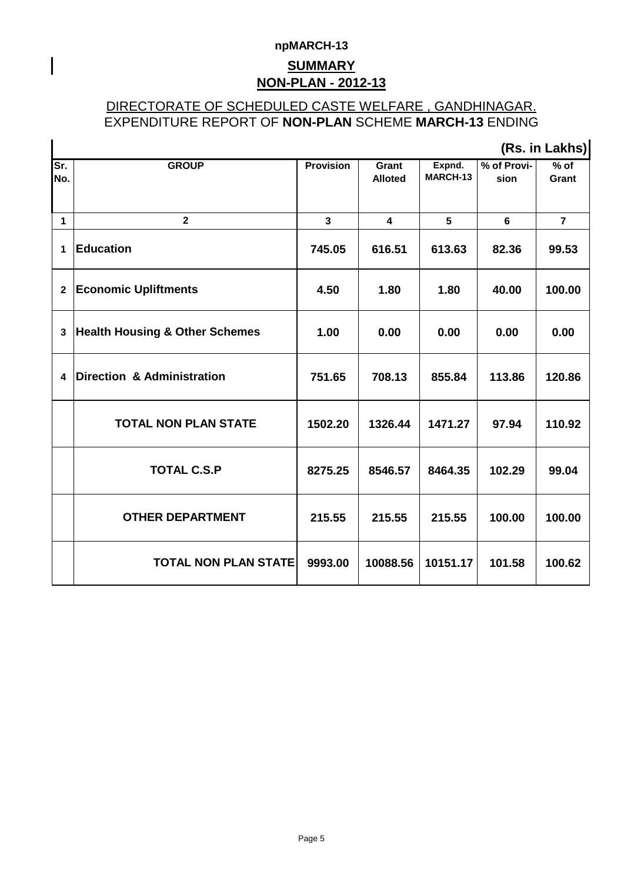npMARCH-13

## SUMMARY

## NON-PLAN - 2012-13

DIRECTORATE OF SCHEDULED CASTE WELFARE , GANDHINAGAR.

EXPENDITURE REPORT OF **NON-PLAN** SCHEME **MARCH-13** ENDING

**(Rs. in Lakhs)**

| Sr. No. | GROUP | Provision | Grant Alloted | Expnd. MARCH-13 | % of Provi-sion | % of Grant |
|---|---|---|---|---|---|---|
| 1 | 2 | 3 | 4 | 5 | 6 | 7 |
| 1 | **Education** | **745.05** | **616.51** | **613.63** | **82.36** | **99.53** |
| 2 | **Economic Upliftments** | **4.50** | **1.80** | **1.80** | **40.00** | **100.00** |
| 3 | **Health Housing & Other Schemes** | **1.00** | **0.00** | **0.00** | **0.00** | **0.00** |
| 4 | **Direction & Administration** | **751.65** | **708.13** | **855.84** | **113.86** | **120.86** |
| | **TOTAL NON PLAN STATE** | **1502.20** | **1326.44** | **1471.27** | **97.94** | **110.92** |
| | **TOTAL C.S.P** | **8275.25** | **8546.57** | **8464.35** | **102.29** | **99.04** |
| | **OTHER DEPARTMENT** | **215.55** | **215.55** | **215.55** | **100.00** | **100.00** |
| | **TOTAL NON PLAN STATE** | **9993.00** | **10088.56** | **10151.17** | **101.58** | **100.62** |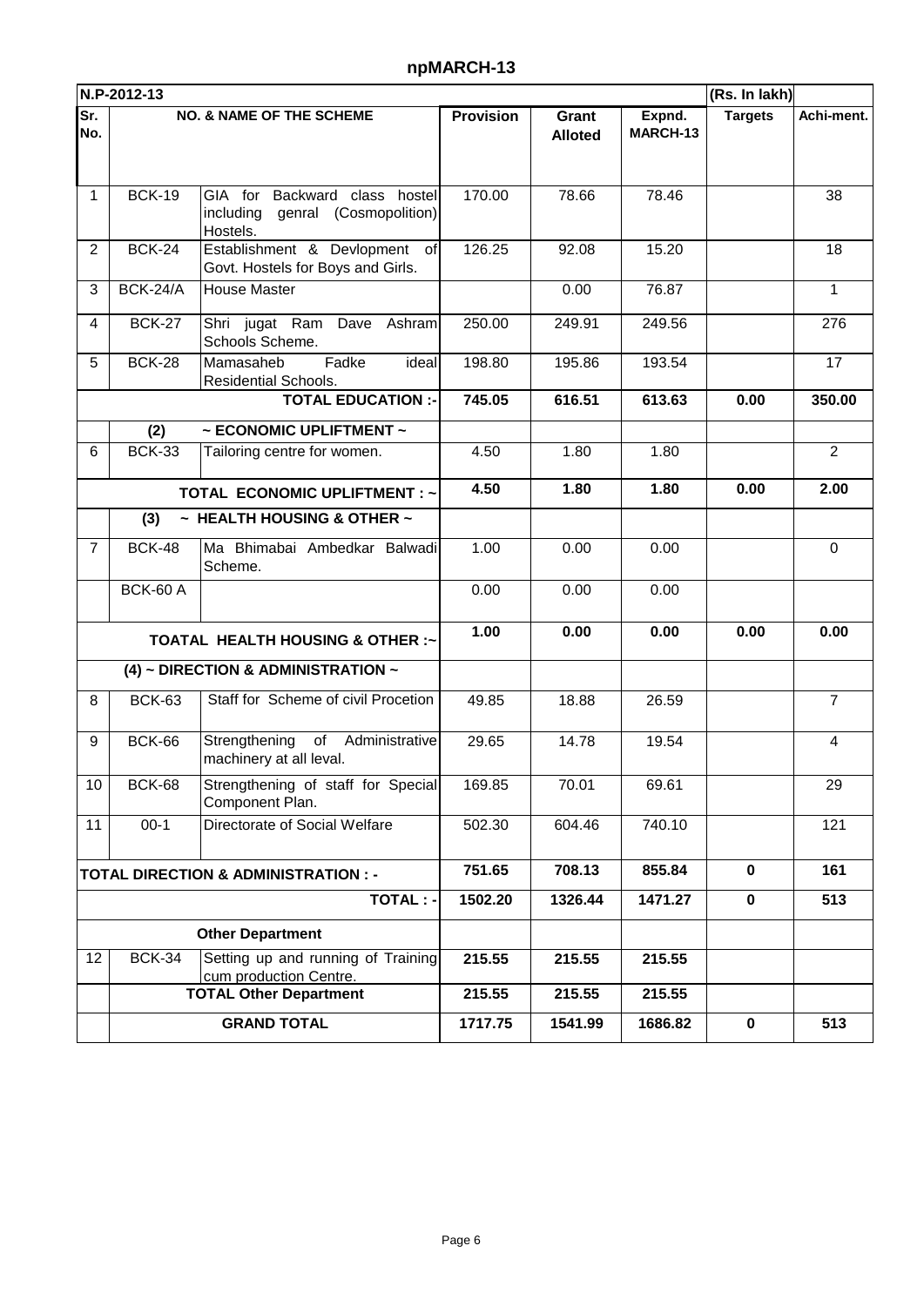# npMARCH-13

| Sr. No. | NO. & NAME OF THE SCHEME | | Provision | Grant Alloted | Expnd. MARCH-13 | Targets | Achi-ment. |
|---|---|---|---|---|---|---|---|
| N.P-2012-13 | | | | | | (Rs. In lakh) | |
| 1 | BCK-19 | GIA for Backward class hostel including genral (Cosmopolition) Hostels. | 170.00 | 78.66 | 78.46 | | 38 |
| 2 | BCK-24 | Establishment & Devlopment of Govt. Hostels for Boys and Girls. | 126.25 | 92.08 | 15.20 | | 18 |
| 3 | BCK-24/A | House Master | | 0.00 | 76.87 | | 1 |
| 4 | BCK-27 | Shri jugat Ram Dave Ashram Schools Scheme. | 250.00 | 249.91 | 249.56 | | 276 |
| 5 | BCK-28 | Mamasaheb Fadke ideal Residential Schools. | 198.80 | 195.86 | 193.54 | | 17 |
| | | **TOTAL EDUCATION :-** | **745.05** | **616.51** | **613.63** | **0.00** | **350.00** |
| | **(2)** | **~ ECONOMIC UPLIFTMENT ~** | | | | | |
| 6 | BCK-33 | Tailoring centre for women. | 4.50 | 1.80 | 1.80 | | 2 |
| | | **TOTAL ECONOMIC UPLIFTMENT : ~** | **4.50** | **1.80** | **1.80** | **0.00** | **2.00** |
| | **(3)** | **~ HEALTH HOUSING & OTHER ~** | | | | | |
| 7 | BCK-48 | Ma Bhimabai Ambedkar Balwadi Scheme. | 1.00 | 0.00 | 0.00 | | 0 |
| | BCK-60 A | | 0.00 | 0.00 | 0.00 | | |
| | | **TOATAL HEALTH HOUSING & OTHER :~** | **1.00** | **0.00** | **0.00** | **0.00** | **0.00** |
| | **(4) ~ DIRECTION & ADMINISTRATION ~** | | | | | | |
| 8 | BCK-63 | Staff for Scheme of civil Procetion | 49.85 | 18.88 | 26.59 | | 7 |
| 9 | BCK-66 | Strengthening of Administrative machinery at all leval. | 29.65 | 14.78 | 19.54 | | 4 |
| 10 | BCK-68 | Strengthening of staff for Special Component Plan. | 169.85 | 70.01 | 69.61 | | 29 |
| 11 | 00-1 | Directorate of Social Welfare | 502.30 | 604.46 | 740.10 | | 121 |
| **TOTAL DIRECTION & ADMINISTRATION : -** | | | **751.65** | **708.13** | **855.84** | **0** | **161** |
| | | **TOTAL : -** | **1502.20** | **1326.44** | **1471.27** | **0** | **513** |
| | | **Other Department** | | | | | |
| 12 | BCK-34 | Setting up and running of Training cum production Centre. | **215.55** | **215.55** | **215.55** | | |
| | | **TOTAL Other Department** | **215.55** | **215.55** | **215.55** | | |
| | | **GRAND TOTAL** | **1717.75** | **1541.99** | **1686.82** | **0** | **513** |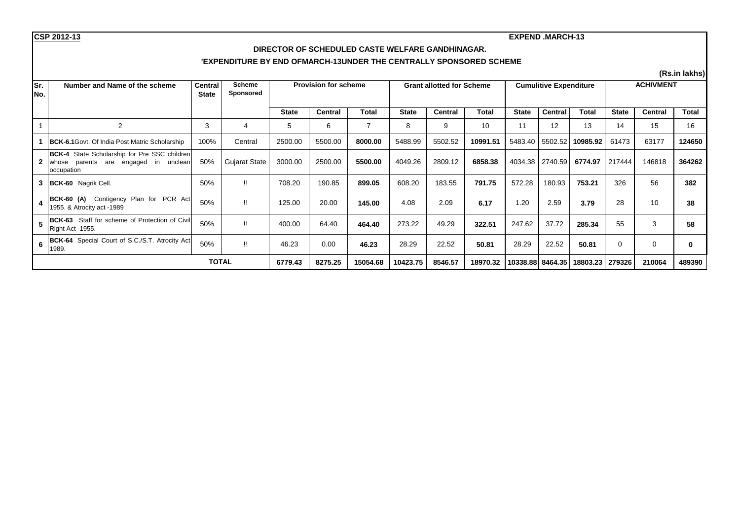**CSP 2012-13** **EXPEND .MARCH-13**

## DIRECTOR OF SCHEDULED CASTE WELFARE GANDHINAGAR.

## 'EXPENDITURE BY END OFMARCH-13UNDER THE CENTRALLY SPONSORED SCHEME

**(Rs.in lakhs)**

| Sr. No. | Number and Name of the scheme | Central State | Scheme Sponsored | Provision for scheme | | | Grant allotted for Scheme | | | Cumulitive Expenditure | | | ACHIVMENT | | |
|---|---|---|---|---|---|---|---|---|---|---|---|---|---|---|---|
| | | | | State | Central | Total | State | Central | Total | State | Central | Total | State | Central | Total |
| 1 | 2 | 3 | 4 | 5 | 6 | 7 | 8 | 9 | 10 | 11 | 12 | 13 | 14 | 15 | 16 |
| 1 | **BCK-6.1**Govt. Of India Post Matric Scholarship | 100% | Central | 2500.00 | 5500.00 | **8000.00** | 5488.99 | 5502.52 | **10991.51** | 5483.40 | 5502.52 | **10985.92** | 61473 | 63177 | **124650** |
| 2 | **BCK-4** State Scholarship for Pre SSC children whose parents are engaged in unclean occupation | 50% | Gujarat State | 3000.00 | 2500.00 | **5500.00** | 4049.26 | 2809.12 | **6858.38** | 4034.38 | 2740.59 | **6774.97** | 217444 | 146818 | **364262** |
| 3 | **BCK-60** Nagrik Cell. | 50% | !! | 708.20 | 190.85 | **899.05** | 608.20 | 183.55 | **791.75** | 572.28 | 180.93 | **753.21** | 326 | 56 | **382** |
| 4 | **BCK-60 (A)** Contigency Plan for PCR Act 1955. & Atrocity act -1989 | 50% | !! | 125.00 | 20.00 | **145.00** | 4.08 | 2.09 | **6.17** | 1.20 | 2.59 | **3.79** | 28 | 10 | **38** |
| 5 | **BCK-63** Staff for scheme of Protection of Civil Right Act -1955. | 50% | !! | 400.00 | 64.40 | **464.40** | 273.22 | 49.29 | **322.51** | 247.62 | 37.72 | **285.34** | 55 | 3 | **58** |
| 6 | **BCK-64** Special Court of S.C./S.T. Atrocity Act 1989. | 50% | !! | 46.23 | 0.00 | **46.23** | 28.29 | 22.52 | **50.81** | 28.29 | 22.52 | **50.81** | 0 | 0 | **0** |
| | **TOTAL** | | | **6779.43** | **8275.25** | **15054.68** | **10423.75** | **8546.57** | **18970.32** | **10338.88** | **8464.35** | **18803.23** | **279326** | **210064** | **489390** |